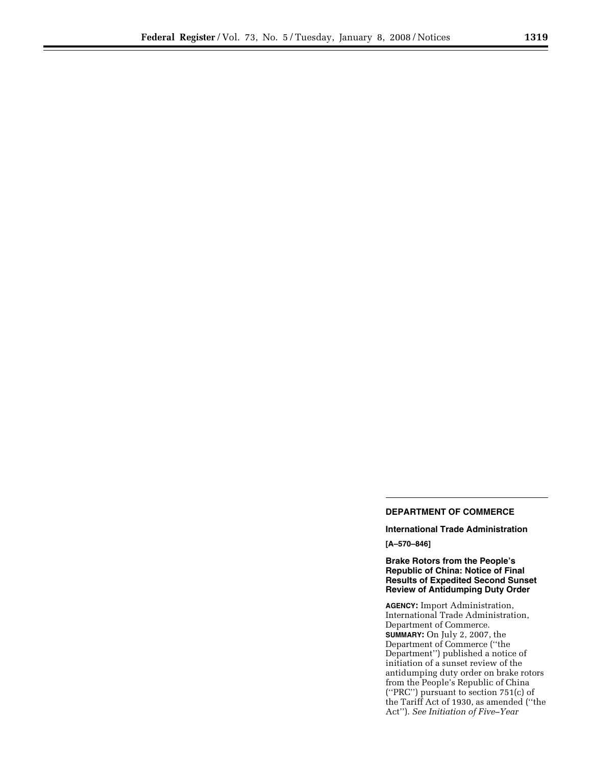## DEPARTMENT OF COMMERCE

### International Trade Administration

**[A–570–846]**

### Brake Rotors from the People's Republic of China: Notice of Final Results of Expedited Second Sunset Review of Antidumping Duty Order

**AGENCY:** Import Administration, International Trade Administration, Department of Commerce.

**SUMMARY:** On July 2, 2007, the Department of Commerce (''the Department'') published a notice of initiation of a sunset review of the antidumping duty order on brake rotors from the People's Republic of China (''PRC'') pursuant to section 751(c) of the Tariff Act of 1930, as amended (''the Act''). *See Initiation of Five–Year*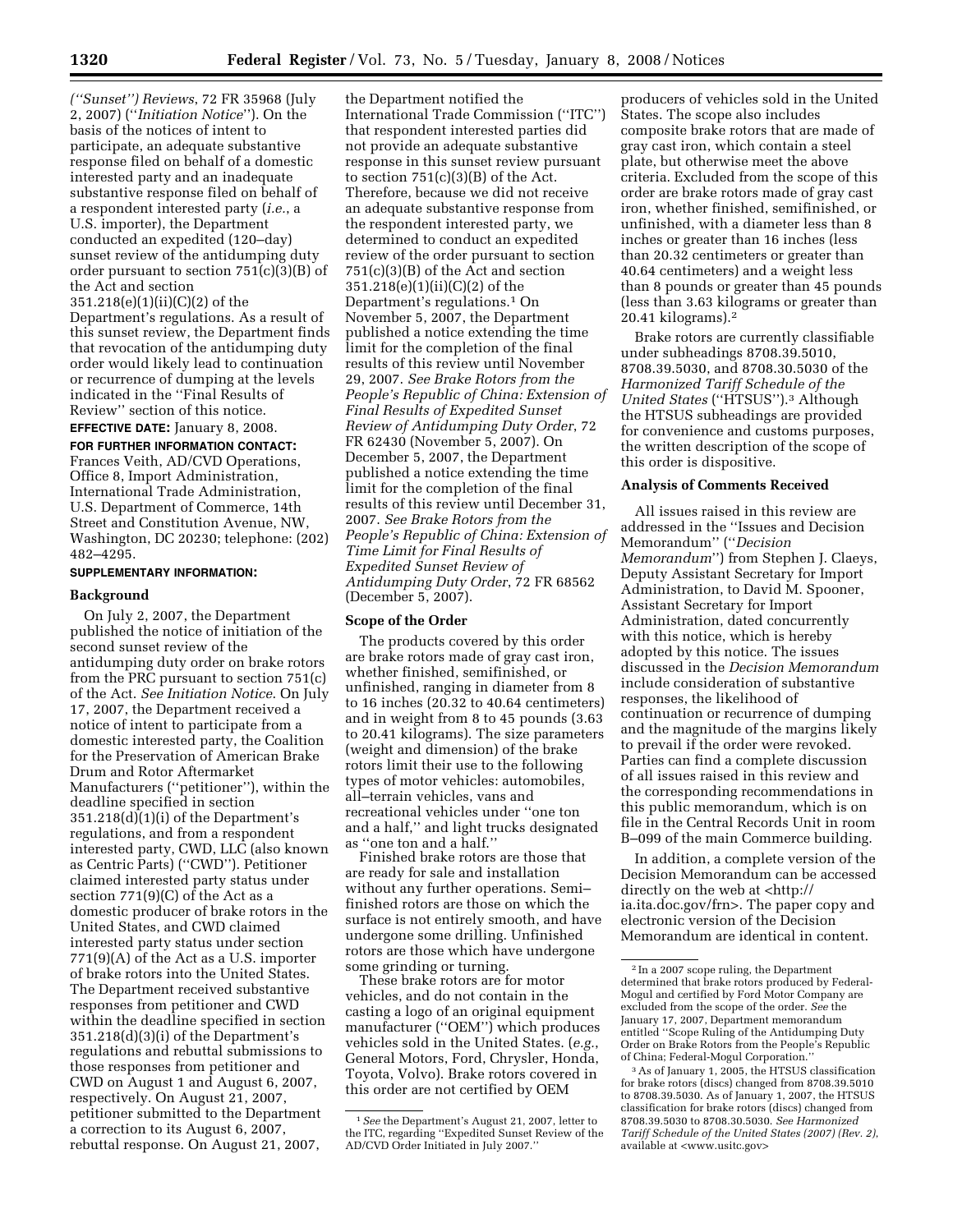*("Sunset") Reviews*, 72 FR 35968 (July 2, 2007) ("*Initiation Notice*"). On the basis of the notices of intent to participate, an adequate substantive response filed on behalf of a domestic interested party and an inadequate substantive response filed on behalf of a respondent interested party (*i.e.*, a U.S. importer), the Department conducted an expedited (120–day) sunset review of the antidumping duty order pursuant to section 751(c)(3)(B) of the Act and section 351.218(e)(1)(ii)(C)(2) of the Department's regulations. As a result of this sunset review, the Department finds that revocation of the antidumping duty order would likely lead to continuation or recurrence of dumping at the levels indicated in the "Final Results of Review" section of this notice.

**EFFECTIVE DATE:** January 8, 2008.

**FOR FURTHER INFORMATION CONTACT:** Frances Veith, AD/CVD Operations, Office 8, Import Administration, International Trade Administration, U.S. Department of Commerce, 14th Street and Constitution Avenue, NW, Washington, DC 20230; telephone: (202) 482–4295.

**SUPPLEMENTARY INFORMATION:**

**Background**

On July 2, 2007, the Department published the notice of initiation of the second sunset review of the antidumping duty order on brake rotors from the PRC pursuant to section 751(c) of the Act. *See Initiation Notice*. On July 17, 2007, the Department received a notice of intent to participate from a domestic interested party, the Coalition for the Preservation of American Brake Drum and Rotor Aftermarket Manufacturers ("petitioner"), within the deadline specified in section 351.218(d)(1)(i) of the Department's regulations, and from a respondent interested party, CWD, LLC (also known as Centric Parts) ("CWD"). Petitioner claimed interested party status under section 771(9)(C) of the Act as a domestic producer of brake rotors in the United States, and CWD claimed interested party status under section 771(9)(A) of the Act as a U.S. importer of brake rotors into the United States. The Department received substantive responses from petitioner and CWD within the deadline specified in section 351.218(d)(3)(i) of the Department's regulations and rebuttal submissions to those responses from petitioner and CWD on August 1 and August 6, 2007, respectively. On August 21, 2007, petitioner submitted to the Department a correction to its August 6, 2007, rebuttal response. On August 21, 2007, the Department notified the International Trade Commission ("ITC") that respondent interested parties did not provide an adequate substantive response in this sunset review pursuant to section 751(c)(3)(B) of the Act. Therefore, because we did not receive an adequate substantive response from the respondent interested party, we determined to conduct an expedited review of the order pursuant to section 751(c)(3)(B) of the Act and section 351.218(e)(1)(ii)(C)(2) of the Department's regulations.[1] On November 5, 2007, the Department published a notice extending the time limit for the completion of the final results of this review until November 29, 2007. *See Brake Rotors from the People's Republic of China: Extension of Final Results of Expedited Sunset Review of Antidumping Duty Order*, 72 FR 62430 (November 5, 2007). On December 5, 2007, the Department published a notice extending the time limit for the completion of the final results of this review until December 31, 2007. *See Brake Rotors from the People's Republic of China: Extension of Time Limit for Final Results of Expedited Sunset Review of Antidumping Duty Order*, 72 FR 68562 (December 5, 2007).

**Scope of the Order**

The products covered by this order are brake rotors made of gray cast iron, whether finished, semifinished, or unfinished, ranging in diameter from 8 to 16 inches (20.32 to 40.64 centimeters) and in weight from 8 to 45 pounds (3.63 to 20.41 kilograms). The size parameters (weight and dimension) of the brake rotors limit their use to the following types of motor vehicles: automobiles, all–terrain vehicles, vans and recreational vehicles under "one ton and a half," and light trucks designated as "one ton and a half."

Finished brake rotors are those that are ready for sale and installation without any further operations. Semi–finished rotors are those on which the surface is not entirely smooth, and have undergone some drilling. Unfinished rotors are those which have undergone some grinding or turning.

These brake rotors are for motor vehicles, and do not contain in the casting a logo of an original equipment manufacturer ("OEM") which produces vehicles sold in the United States. (*e.g.*, General Motors, Ford, Chrysler, Honda, Toyota, Volvo). Brake rotors covered in this order are not certified by OEM producers of vehicles sold in the United States. The scope also includes composite brake rotors that are made of gray cast iron, which contain a steel plate, but otherwise meet the above criteria. Excluded from the scope of this order are brake rotors made of gray cast iron, whether finished, semifinished, or unfinished, with a diameter less than 8 inches or greater than 16 inches (less than 20.32 centimeters or greater than 40.64 centimeters) and a weight less than 8 pounds or greater than 45 pounds (less than 3.63 kilograms or greater than 20.41 kilograms).[2]

Brake rotors are currently classifiable under subheadings 8708.39.5010, 8708.39.5030, and 8708.30.5030 of the *Harmonized Tariff Schedule of the United States* ("HTSUS").[3] Although the HTSUS subheadings are provided for convenience and customs purposes, the written description of the scope of this order is dispositive.

**Analysis of Comments Received**

All issues raised in this review are addressed in the "Issues and Decision Memorandum" ("*Decision Memorandum*") from Stephen J. Claeys, Deputy Assistant Secretary for Import Administration, to David M. Spooner, Assistant Secretary for Import Administration, dated concurrently with this notice, which is hereby adopted by this notice. The issues discussed in the *Decision Memorandum* include consideration of substantive responses, the likelihood of continuation or recurrence of dumping and the magnitude of the margins likely to prevail if the order were revoked. Parties can find a complete discussion of all issues raised in this review and the corresponding recommendations in this public memorandum, which is on file in the Central Records Unit in room B–099 of the main Commerce building.

In addition, a complete version of the Decision Memorandum can be accessed directly on the web at <http://ia.ita.doc.gov/frn>. The paper copy and electronic version of the Decision Memorandum are identical in content.

[1] *See* the Department's August 21, 2007, letter to the ITC, regarding "Expedited Sunset Review of the AD/CVD Order Initiated in July 2007."

[2] In a 2007 scope ruling, the Department determined that brake rotors produced by Federal-Mogul and certified by Ford Motor Company are excluded from the scope of the order. *See* the January 17, 2007, Department memorandum entitled "Scope Ruling of the Antidumping Duty Order on Brake Rotors from the People's Republic of China; Federal-Mogul Corporation."

[3] As of January 1, 2005, the HTSUS classification for brake rotors (discs) changed from 8708.39.5010 to 8708.39.5030. As of January 1, 2007, the HTSUS classification for brake rotors (discs) changed from 8708.39.5030 to 8708.30.5030. *See Harmonized Tariff Schedule of the United States (2007) (Rev. 2)*, available at <www.usitc.gov>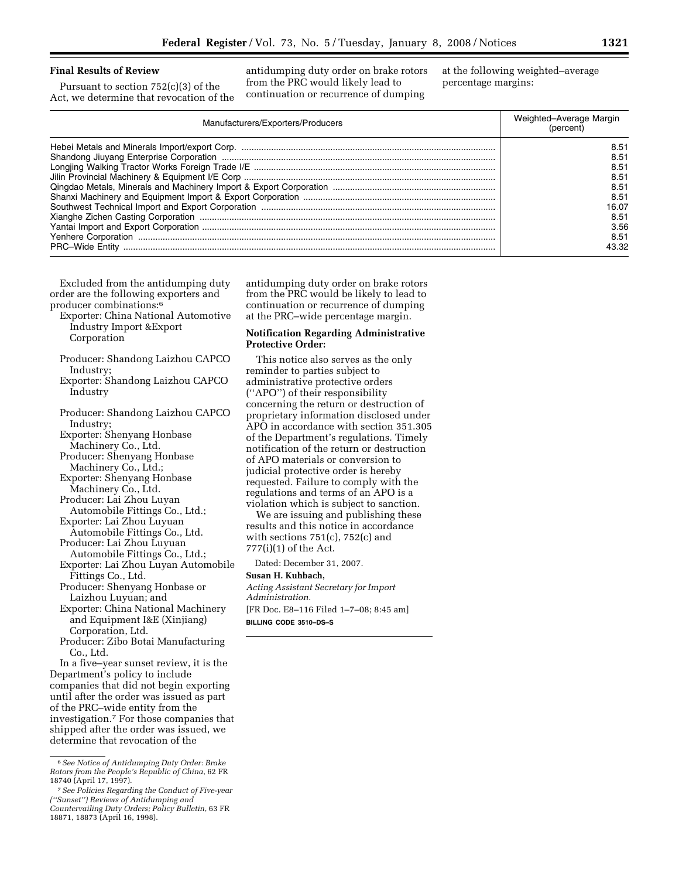### Final Results of Review

Pursuant to section 752(c)(3) of the Act, we determine that revocation of the antidumping duty order on brake rotors from the PRC would likely lead to continuation or recurrence of dumping at the following weighted–average percentage margins:

| Manufacturers/Exporters/Producers | Weighted–Average Margin (percent) |
| --- | --- |
| Hebei Metals and Minerals Import/export Corp. | 8.51 |
| Shandong Jiuyang Enterprise Corporation | 8.51 |
| Longjing Walking Tractor Works Foreign Trade I/E | 8.51 |
| Jilin Provincial Machinery & Equipment I/E Corp | 8.51 |
| Qingdao Metals, Minerals and Machinery Import & Export Corporation | 8.51 |
| Shanxi Machinery and Equipment Import & Export Corporation | 8.51 |
| Southwest Technical Import and Export Corporation | 16.07 |
| Xianghe Zichen Casting Corporation | 8.51 |
| Yantai Import and Export Corporation | 3.56 |
| Yenhere Corporation | 8.51 |
| PRC–Wide Entity | 43.32 |

Excluded from the antidumping duty order are the following exporters and producer combinations:[6]

Exporter: China National Automotive Industry Import &Export Corporation

Producer: Shandong Laizhou CAPCO Industry;
Exporter: Shandong Laizhou CAPCO Industry

Producer: Shandong Laizhou CAPCO Industry;
Exporter: Shenyang Honbase Machinery Co., Ltd.
Producer: Shenyang Honbase Machinery Co., Ltd.;
Exporter: Shenyang Honbase Machinery Co., Ltd.
Producer: Lai Zhou Luyan Automobile Fittings Co., Ltd.;
Exporter: Lai Zhou Luyuan Automobile Fittings Co., Ltd.
Producer: Lai Zhou Luyuan Automobile Fittings Co., Ltd.;
Exporter: Lai Zhou Luyan Automobile Fittings Co., Ltd.
Producer: Shenyang Honbase or Laizhou Luyuan; and
Exporter: China National Machinery and Equipment I&E (Xinjiang) Corporation, Ltd.
Producer: Zibo Botai Manufacturing Co., Ltd.

In a five–year sunset review, it is the Department's policy to include companies that did not begin exporting until after the order was issued as part of the PRC–wide entity from the investigation.[7] For those companies that shipped after the order was issued, we determine that revocation of the antidumping duty order on brake rotors from the PRC would be likely to lead to continuation or recurrence of dumping at the PRC–wide percentage margin.

### Notification Regarding Administrative Protective Order:

This notice also serves as the only reminder to parties subject to administrative protective orders (''APO'') of their responsibility concerning the return or destruction of proprietary information disclosed under APO in accordance with section 351.305 of the Department's regulations. Timely notification of the return or destruction of APO materials or conversion to judicial protective order is hereby requested. Failure to comply with the regulations and terms of an APO is a violation which is subject to sanction.

We are issuing and publishing these results and this notice in accordance with sections 751(c), 752(c) and 777(i)(1) of the Act.

Dated: December 31, 2007.

**Susan H. Kuhbach,**

*Acting Assistant Secretary for Import Administration.*

[FR Doc. E8–116 Filed 1–7–08; 8:45 am]

BILLING CODE 3510–DS–S

---

[6] *See Notice of Antidumping Duty Order: Brake Rotors from the People's Republic of China*, 62 FR 18740 (April 17, 1997).

[7] *See Policies Regarding the Conduct of Five-year (''Sunset'') Reviews of Antidumping and Countervailing Duty Orders; Policy Bulletin*, 63 FR 18871, 18873 (April 16, 1998).